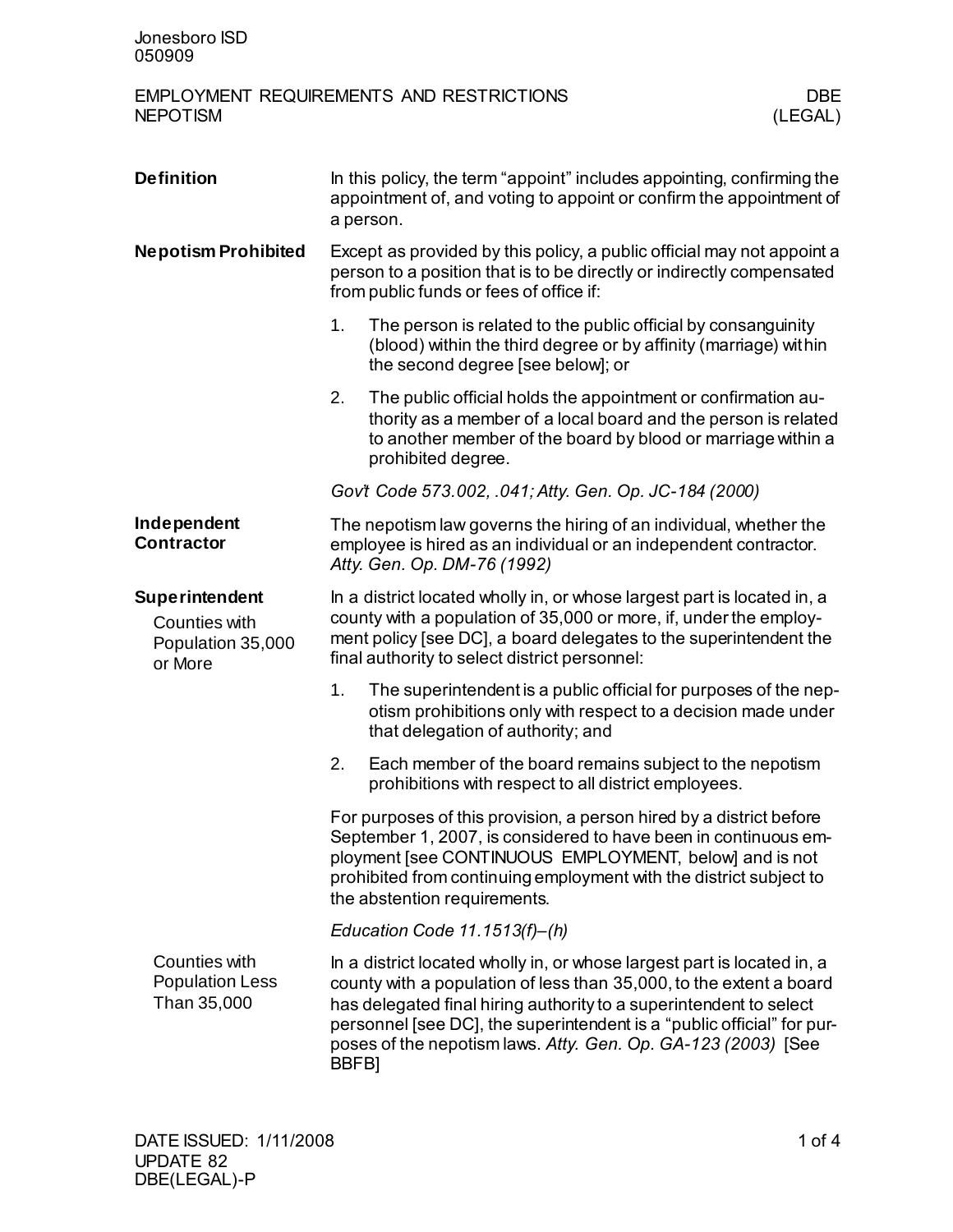Jonesboro ISD
050909

# EMPLOYMENT REQUIREMENTS AND RESTRICTIONS NEPOTISM

DBE (LEGAL)

**Definition**

In this policy, the term "appoint" includes appointing, confirming the appointment of, and voting to appoint or confirm the appointment of a person.

**Nepotism Prohibited**

Except as provided by this policy, a public official may not appoint a person to a position that is to be directly or indirectly compensated from public funds or fees of office if:

1. The person is related to the public official by consanguinity (blood) within the third degree or by affinity (marriage) within the second degree [see below]; or
2. The public official holds the appointment or confirmation authority as a member of a local board and the person is related to another member of the board by blood or marriage within a prohibited degree.

*Gov't Code 573.002, .041; Atty. Gen. Op. JC-184 (2000)*

**Independent Contractor**

The nepotism law governs the hiring of an individual, whether the employee is hired as an individual or an independent contractor. *Atty. Gen. Op. DM-76 (1992)*

**Superintendent**

Counties with Population 35,000 or More

In a district located wholly in, or whose largest part is located in, a county with a population of 35,000 or more, if, under the employment policy [see DC], a board delegates to the superintendent the final authority to select district personnel:

1. The superintendent is a public official for purposes of the nepotism prohibitions only with respect to a decision made under that delegation of authority; and
2. Each member of the board remains subject to the nepotism prohibitions with respect to all district employees.

For purposes of this provision, a person hired by a district before September 1, 2007, is considered to have been in continuous employment [see CONTINUOUS EMPLOYMENT, below] and is not prohibited from continuing employment with the district subject to the abstention requirements.

*Education Code 11.1513(f)–(h)*

Counties with Population Less Than 35,000

In a district located wholly in, or whose largest part is located in, a county with a population of less than 35,000, to the extent a board has delegated final hiring authority to a superintendent to select personnel [see DC], the superintendent is a "public official" for purposes of the nepotism laws. *Atty. Gen. Op. GA-123 (2003)* [See BBFB]

DATE ISSUED: 1/11/2008
UPDATE 82
DBE(LEGAL)-P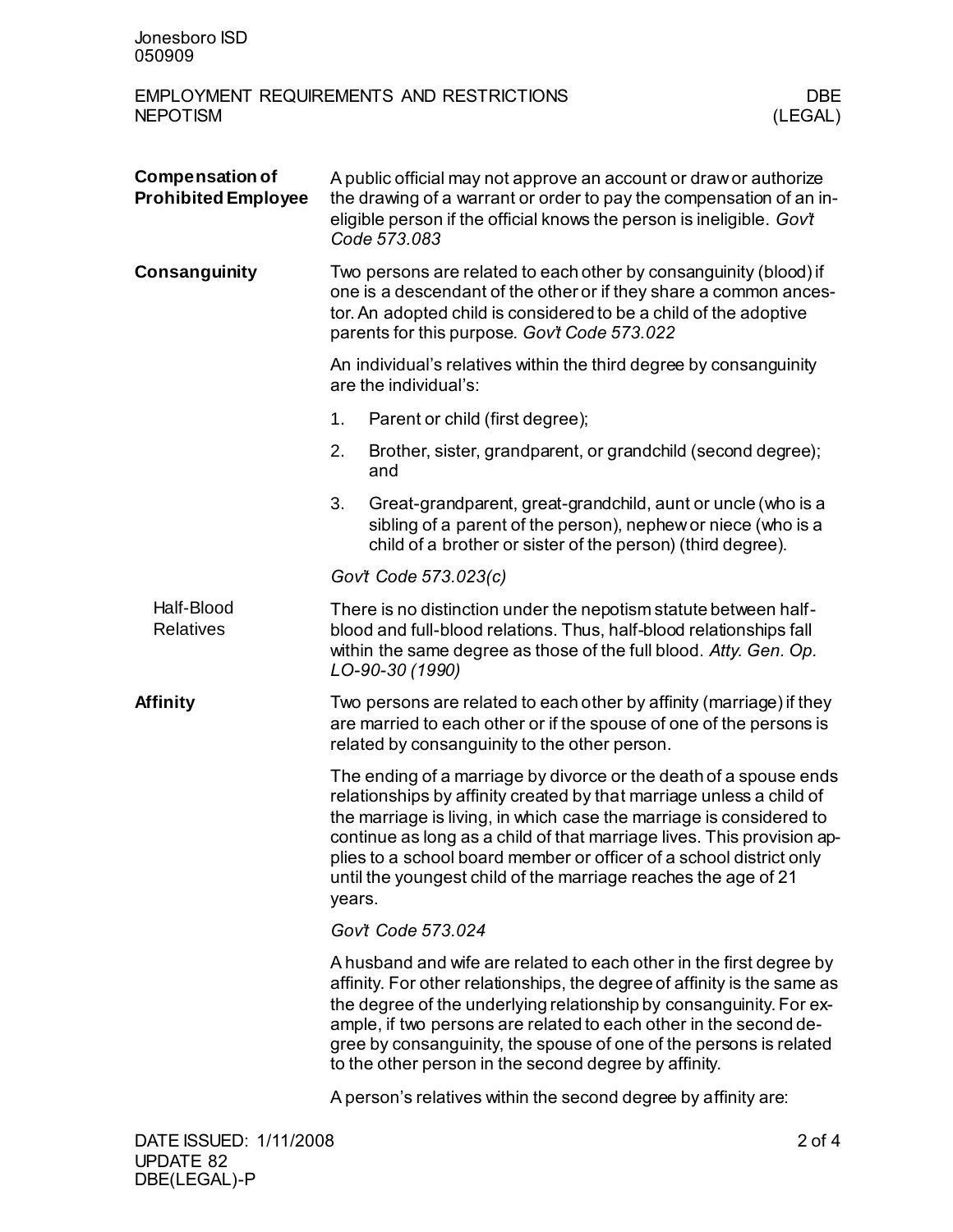**Compensation of Prohibited Employee**

A public official may not approve an account or draw or authorize the drawing of a warrant or order to pay the compensation of an ineligible person if the official knows the person is ineligible. *Gov't Code 573.083*

**Consanguinity**

Two persons are related to each other by consanguinity (blood) if one is a descendant of the other or if they share a common ancestor. An adopted child is considered to be a child of the adoptive parents for this purpose. *Gov't Code 573.022*

An individual's relatives within the third degree by consanguinity are the individual's:

1. Parent or child (first degree);
2. Brother, sister, grandparent, or grandchild (second degree); and
3. Great-grandparent, great-grandchild, aunt or uncle (who is a sibling of a parent of the person), nephew or niece (who is a child of a brother or sister of the person) (third degree).

*Gov't Code 573.023(c)*

Half-Blood Relatives

There is no distinction under the nepotism statute between half-blood and full-blood relations. Thus, half-blood relationships fall within the same degree as those of the full blood. *Atty. Gen. Op. LO-90-30 (1990)*

**Affinity**

Two persons are related to each other by affinity (marriage) if they are married to each other or if the spouse of one of the persons is related by consanguinity to the other person.

The ending of a marriage by divorce or the death of a spouse ends relationships by affinity created by that marriage unless a child of the marriage is living, in which case the marriage is considered to continue as long as a child of that marriage lives. This provision applies to a school board member or officer of a school district only until the youngest child of the marriage reaches the age of 21 years.

*Gov't Code 573.024*

A husband and wife are related to each other in the first degree by affinity. For other relationships, the degree of affinity is the same as the degree of the underlying relationship by consanguinity. For example, if two persons are related to each other in the second degree by consanguinity, the spouse of one of the persons is related to the other person in the second degree by affinity.

A person's relatives within the second degree by affinity are: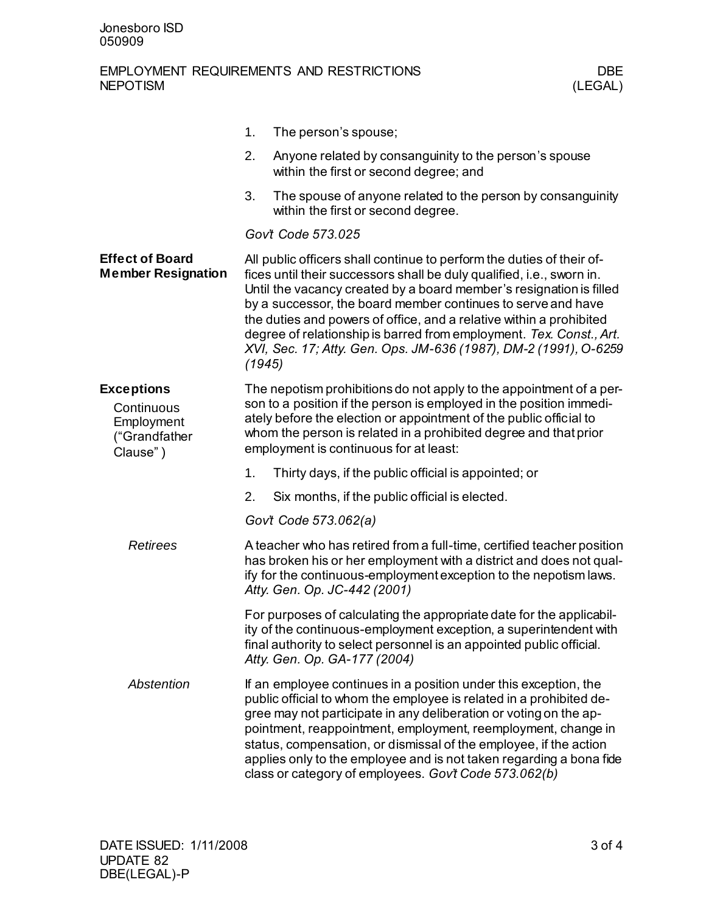1. The person's spouse;
2. Anyone related by consanguinity to the person's spouse within the first or second degree; and
3. The spouse of anyone related to the person by consanguinity within the first or second degree.

*Gov't Code 573.025*

**Effect of Board Member Resignation**

All public officers shall continue to perform the duties of their offices until their successors shall be duly qualified, i.e., sworn in. Until the vacancy created by a board member's resignation is filled by a successor, the board member continues to serve and have the duties and powers of office, and a relative within a prohibited degree of relationship is barred from employment. *Tex. Const., Art. XVI, Sec. 17; Atty. Gen. Ops. JM-636 (1987), DM-2 (1991), O-6259 (1945)*

**Exceptions**

Continuous Employment ("Grandfather Clause")

The nepotism prohibitions do not apply to the appointment of a person to a position if the person is employed in the position immediately before the election or appointment of the public official to whom the person is related in a prohibited degree and that prior employment is continuous for at least:

1. Thirty days, if the public official is appointed; or
2. Six months, if the public official is elected.

*Gov't Code 573.062(a)*

*Retirees*

A teacher who has retired from a full-time, certified teacher position has broken his or her employment with a district and does not qualify for the continuous-employment exception to the nepotism laws. *Atty. Gen. Op. JC-442 (2001)*

For purposes of calculating the appropriate date for the applicability of the continuous-employment exception, a superintendent with final authority to select personnel is an appointed public official. *Atty. Gen. Op. GA-177 (2004)*

*Abstention*

If an employee continues in a position under this exception, the public official to whom the employee is related in a prohibited degree may not participate in any deliberation or voting on the appointment, reappointment, employment, reemployment, change in status, compensation, or dismissal of the employee, if the action applies only to the employee and is not taken regarding a bona fide class or category of employees. *Gov't Code 573.062(b)*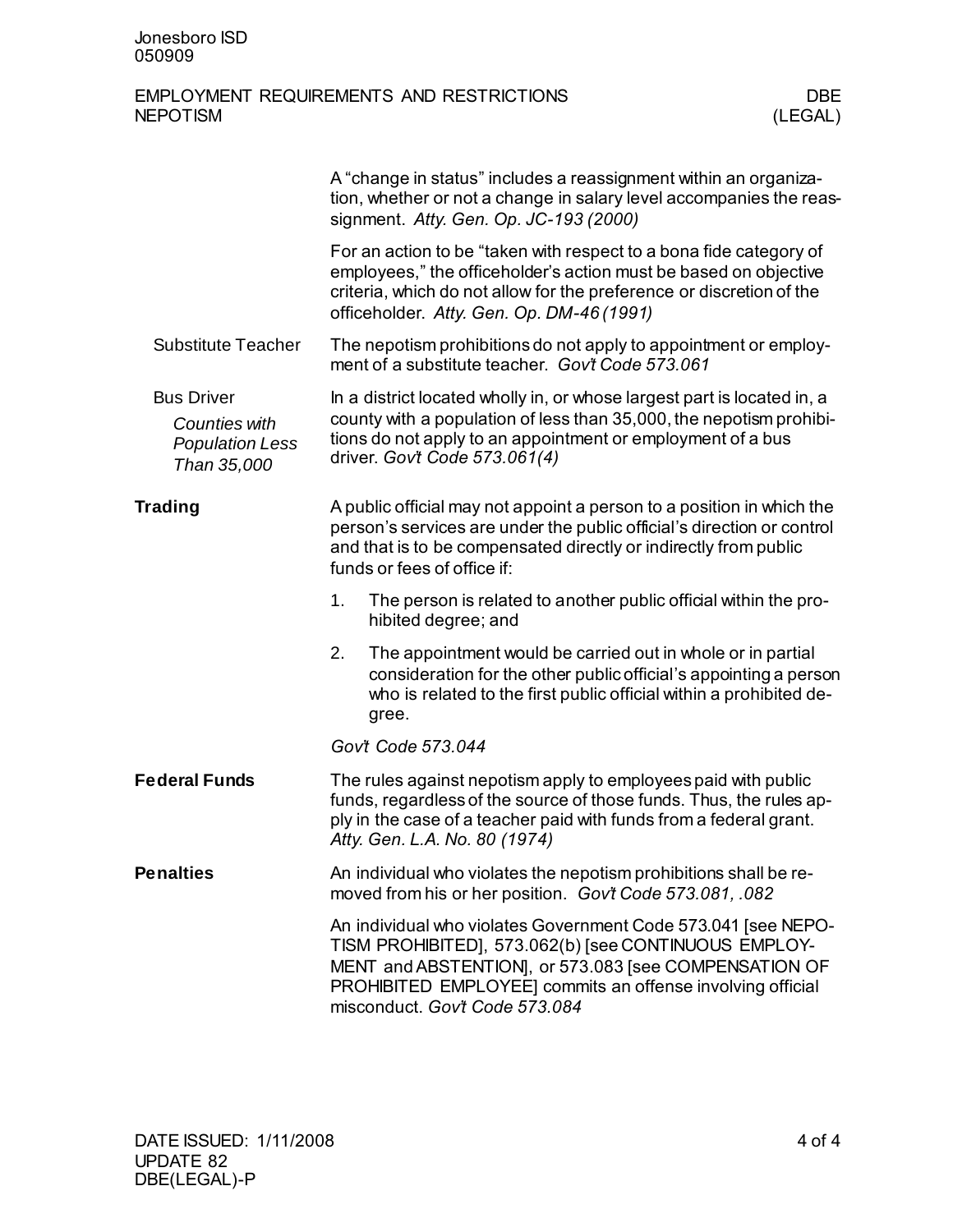A "change in status" includes a reassignment within an organization, whether or not a change in salary level accompanies the reassignment. *Atty. Gen. Op. JC-193 (2000)*

For an action to be "taken with respect to a bona fide category of employees," the officeholder's action must be based on objective criteria, which do not allow for the preference or discretion of the officeholder. *Atty. Gen. Op. DM-46 (1991)*

### Substitute Teacher

The nepotism prohibitions do not apply to appointment or employment of a substitute teacher. *Gov't Code 573.061*

### Bus Driver

#### *Counties with Population Less Than 35,000*

In a district located wholly in, or whose largest part is located in, a county with a population of less than 35,000, the nepotism prohibitions do not apply to an appointment or employment of a bus driver. *Gov't Code 573.061(4)*

## Trading

A public official may not appoint a person to a position in which the person's services are under the public official's direction or control and that is to be compensated directly or indirectly from public funds or fees of office if:

1. The person is related to another public official within the prohibited degree; and
2. The appointment would be carried out in whole or in partial consideration for the other public official's appointing a person who is related to the first public official within a prohibited degree.

*Gov't Code 573.044*

## Federal Funds

The rules against nepotism apply to employees paid with public funds, regardless of the source of those funds. Thus, the rules apply in the case of a teacher paid with funds from a federal grant. *Atty. Gen. L.A. No. 80 (1974)*

## Penalties

An individual who violates the nepotism prohibitions shall be removed from his or her position. *Gov't Code 573.081, .082*

An individual who violates Government Code 573.041 [see NEPOTISM PROHIBITED], 573.062(b) [see CONTINUOUS EMPLOYMENT and ABSTENTION], or 573.083 [see COMPENSATION OF PROHIBITED EMPLOYEE] commits an offense involving official misconduct. *Gov't Code 573.084*